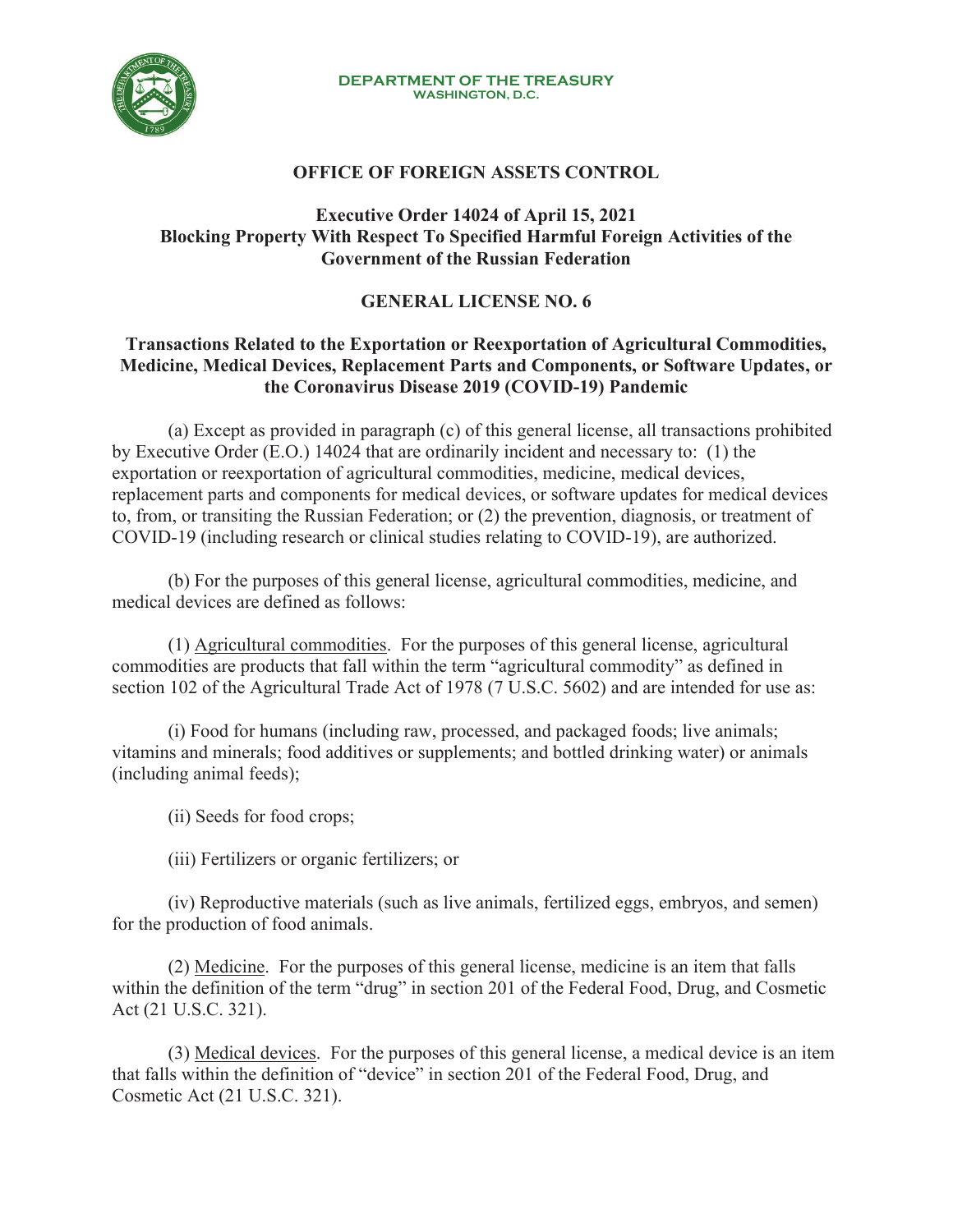**DEPARTMENT OF THE TREASURY**
**WASHINGTON, D.C.**

## OFFICE OF FOREIGN ASSETS CONTROL

### Executive Order 14024 of April 15, 2021 Blocking Property With Respect To Specified Harmful Foreign Activities of the Government of the Russian Federation

### GENERAL LICENSE NO. 6

### Transactions Related to the Exportation or Reexportation of Agricultural Commodities, Medicine, Medical Devices, Replacement Parts and Components, or Software Updates, or the Coronavirus Disease 2019 (COVID-19) Pandemic

(a) Except as provided in paragraph (c) of this general license, all transactions prohibited by Executive Order (E.O.) 14024 that are ordinarily incident and necessary to: (1) the exportation or reexportation of agricultural commodities, medicine, medical devices, replacement parts and components for medical devices, or software updates for medical devices to, from, or transiting the Russian Federation; or (2) the prevention, diagnosis, or treatment of COVID-19 (including research or clinical studies relating to COVID-19), are authorized.

(b) For the purposes of this general license, agricultural commodities, medicine, and medical devices are defined as follows:

(1) Agricultural commodities. For the purposes of this general license, agricultural commodities are products that fall within the term "agricultural commodity" as defined in section 102 of the Agricultural Trade Act of 1978 (7 U.S.C. 5602) and are intended for use as:

(i) Food for humans (including raw, processed, and packaged foods; live animals; vitamins and minerals; food additives or supplements; and bottled drinking water) or animals (including animal feeds);

(ii) Seeds for food crops;

(iii) Fertilizers or organic fertilizers; or

(iv) Reproductive materials (such as live animals, fertilized eggs, embryos, and semen) for the production of food animals.

(2) Medicine. For the purposes of this general license, medicine is an item that falls within the definition of the term "drug" in section 201 of the Federal Food, Drug, and Cosmetic Act (21 U.S.C. 321).

(3) Medical devices. For the purposes of this general license, a medical device is an item that falls within the definition of "device" in section 201 of the Federal Food, Drug, and Cosmetic Act (21 U.S.C. 321).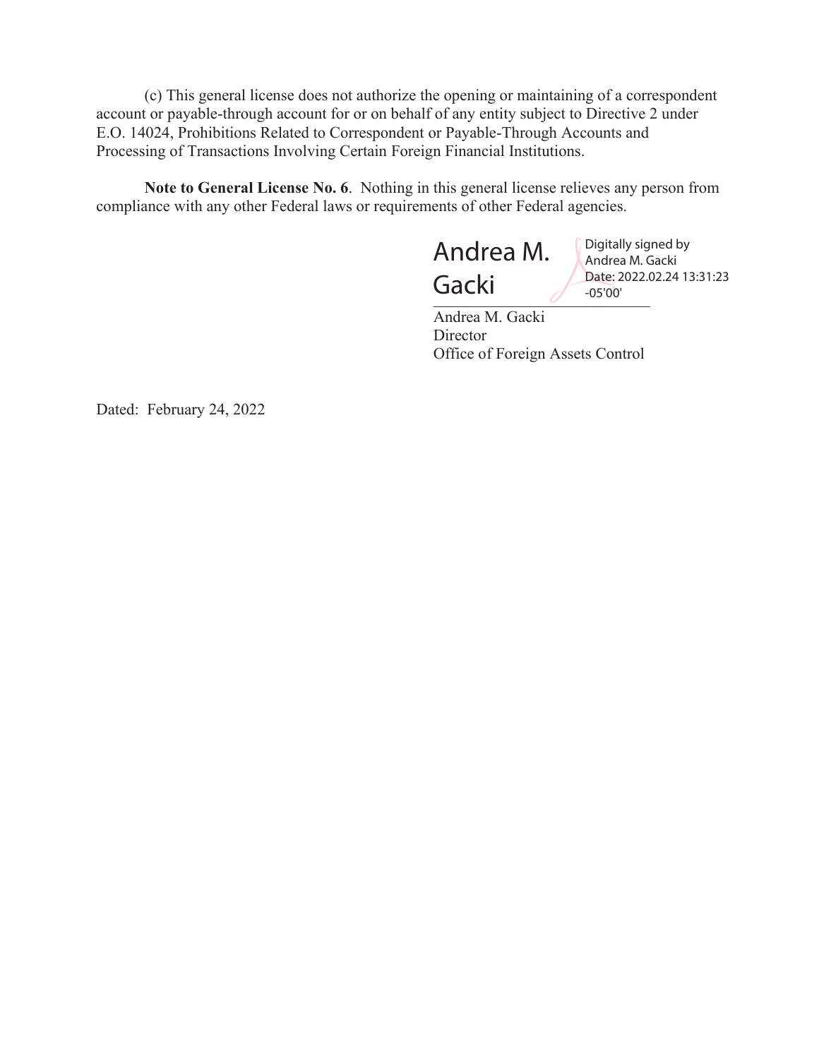(c) This general license does not authorize the opening or maintaining of a correspondent account or payable-through account for or on behalf of any entity subject to Directive 2 under E.O. 14024, Prohibitions Related to Correspondent or Payable-Through Accounts and Processing of Transactions Involving Certain Foreign Financial Institutions.

**Note to General License No. 6**. Nothing in this general license relieves any person from compliance with any other Federal laws or requirements of other Federal agencies.

Andrea M. Gacki

Digitally signed by Andrea M. Gacki
Date: 2022.02.24 13:31:23 -05'00'

Andrea M. Gacki
Director
Office of Foreign Assets Control

Dated: February 24, 2022